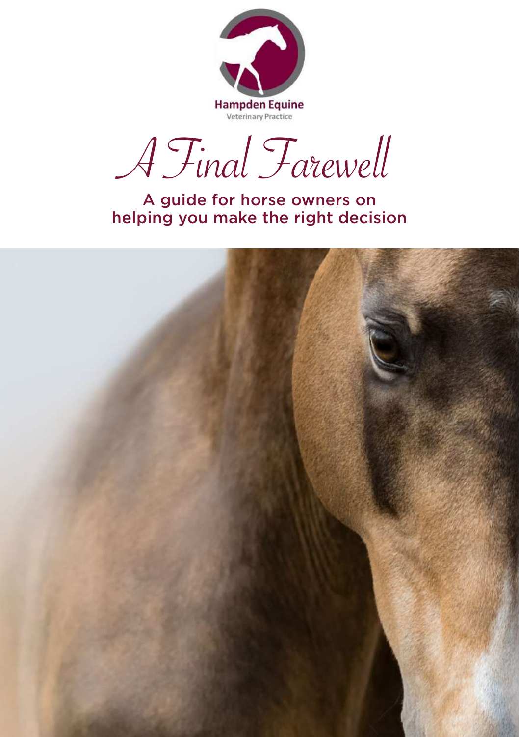Hampden Equine

Veterinary Practice

# A Final Farewell

## A guide for horse owners on helping you make the right decision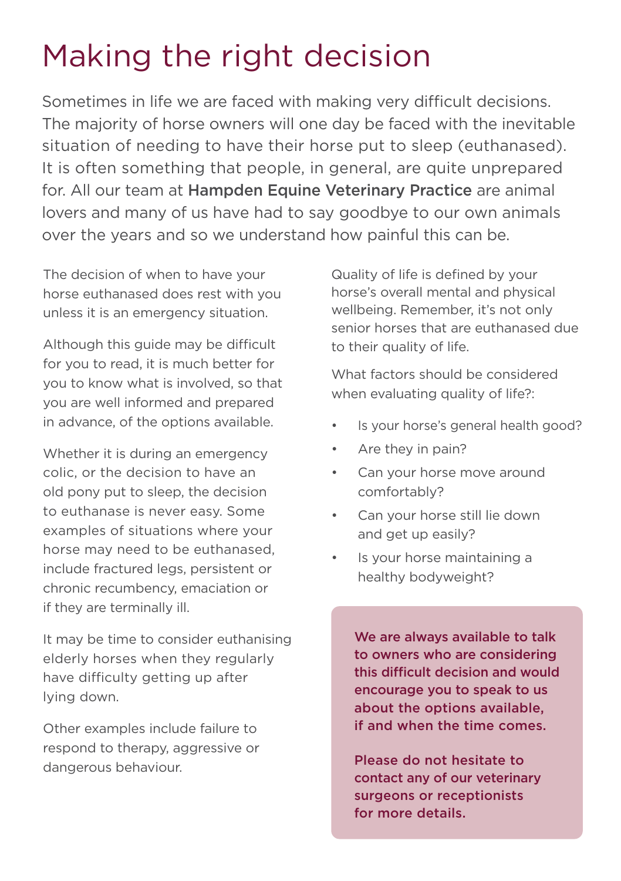# Making the right decision

Sometimes in life we are faced with making very difficult decisions. The majority of horse owners will one day be faced with the inevitable situation of needing to have their horse put to sleep (euthanased). It is often something that people, in general, are quite unprepared for. All our team at **Hampden Equine Veterinary Practice** are animal lovers and many of us have had to say goodbye to our own animals over the years and so we understand how painful this can be.

The decision of when to have your horse euthanased does rest with you unless it is an emergency situation.

Although this guide may be difficult for you to read, it is much better for you to know what is involved, so that you are well informed and prepared in advance, of the options available.

Whether it is during an emergency colic, or the decision to have an old pony put to sleep, the decision to euthanase is never easy. Some examples of situations where your horse may need to be euthanased, include fractured legs, persistent or chronic recumbency, emaciation or if they are terminally ill.

It may be time to consider euthanising elderly horses when they regularly have difficulty getting up after lying down.

Other examples include failure to respond to therapy, aggressive or dangerous behaviour.

Quality of life is defined by your horse's overall mental and physical wellbeing. Remember, it's not only senior horses that are euthanased due to their quality of life.

What factors should be considered when evaluating quality of life?:

- Is your horse's general health good?
- Are they in pain?
- Can your horse move around comfortably?
- Can your horse still lie down and get up easily?
- Is your horse maintaining a healthy bodyweight?

**We are always available to talk to owners who are considering this difficult decision and would encourage you to speak to us about the options available, if and when the time comes.**

**Please do not hesitate to contact any of our veterinary surgeons or receptionists for more details.**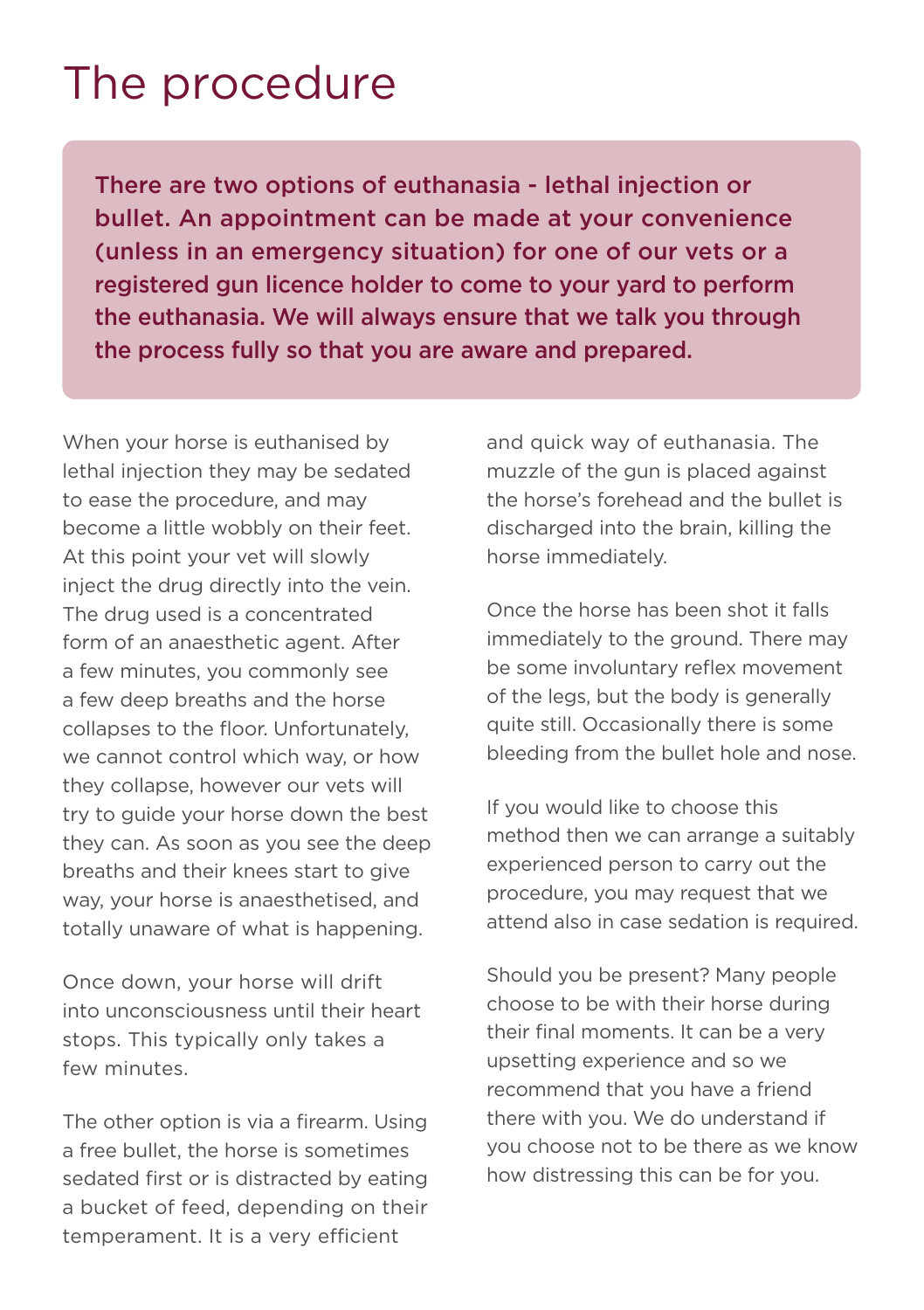# The procedure

**There are two options of euthanasia - lethal injection or bullet. An appointment can be made at your convenience (unless in an emergency situation) for one of our vets or a registered gun licence holder to come to your yard to perform the euthanasia. We will always ensure that we talk you through the process fully so that you are aware and prepared.**

When your horse is euthanised by lethal injection they may be sedated to ease the procedure, and may become a little wobbly on their feet. At this point your vet will slowly inject the drug directly into the vein. The drug used is a concentrated form of an anaesthetic agent. After a few minutes, you commonly see a few deep breaths and the horse collapses to the floor. Unfortunately, we cannot control which way, or how they collapse, however our vets will try to guide your horse down the best they can. As soon as you see the deep breaths and their knees start to give way, your horse is anaesthetised, and totally unaware of what is happening.

Once down, your horse will drift into unconsciousness until their heart stops. This typically only takes a few minutes.

The other option is via a firearm. Using a free bullet, the horse is sometimes sedated first or is distracted by eating a bucket of feed, depending on their temperament. It is a very efficient and quick way of euthanasia. The muzzle of the gun is placed against the horse's forehead and the bullet is discharged into the brain, killing the horse immediately.

Once the horse has been shot it falls immediately to the ground. There may be some involuntary reflex movement of the legs, but the body is generally quite still. Occasionally there is some bleeding from the bullet hole and nose.

If you would like to choose this method then we can arrange a suitably experienced person to carry out the procedure, you may request that we attend also in case sedation is required.

Should you be present? Many people choose to be with their horse during their final moments. It can be a very upsetting experience and so we recommend that you have a friend there with you. We do understand if you choose not to be there as we know how distressing this can be for you.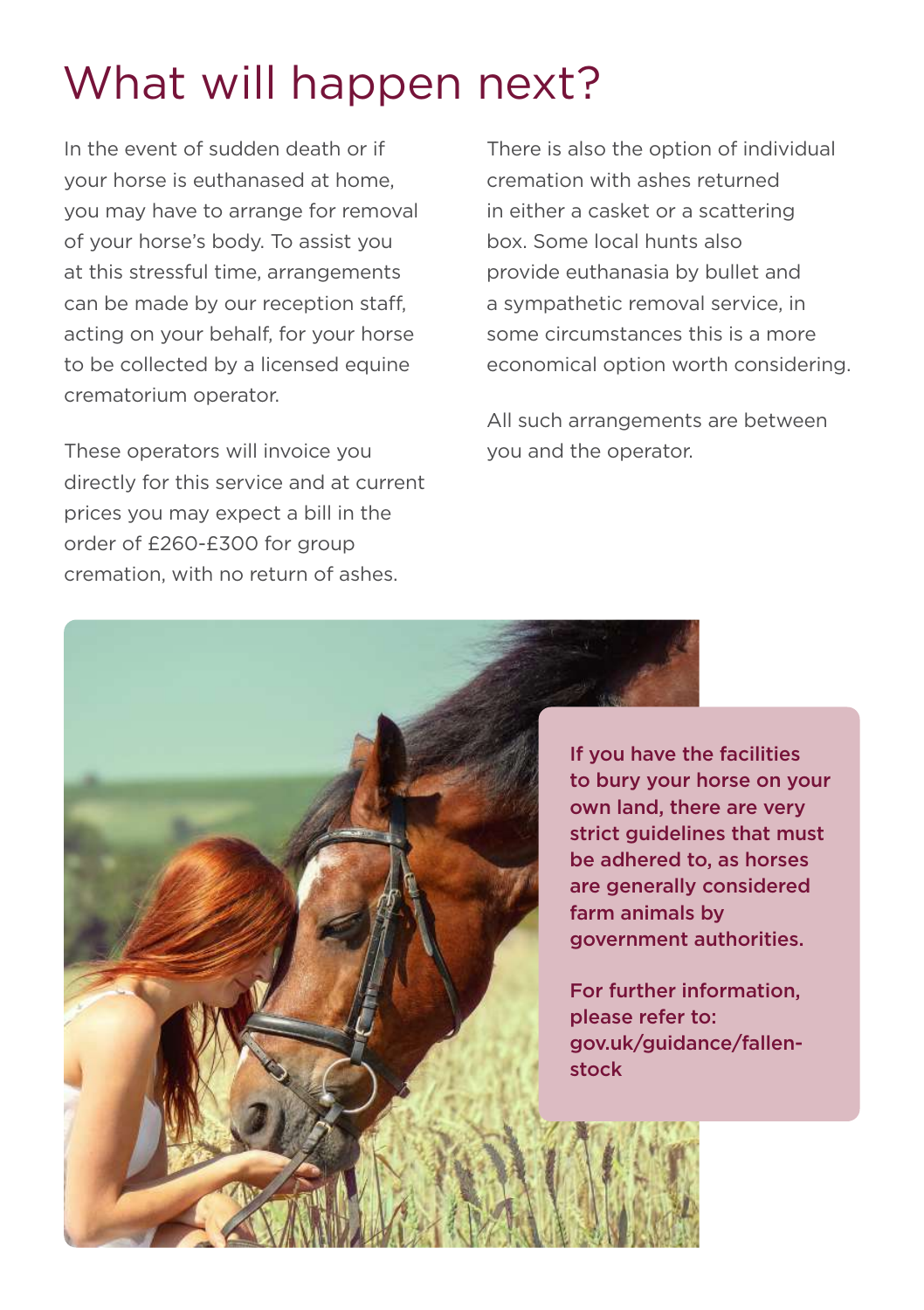# What will happen next?

In the event of sudden death or if your horse is euthanased at home, you may have to arrange for removal of your horse's body. To assist you at this stressful time, arrangements can be made by our reception staff, acting on your behalf, for your horse to be collected by a licensed equine crematorium operator.

These operators will invoice you directly for this service and at current prices you may expect a bill in the order of £260-£300 for group cremation, with no return of ashes.

There is also the option of individual cremation with ashes returned in either a casket or a scattering box. Some local hunts also provide euthanasia by bullet and a sympathetic removal service, in some circumstances this is a more economical option worth considering.

All such arrangements are between you and the operator.

**If you have the facilities to bury your horse on your own land, there are very strict guidelines that must be adhered to, as horses are generally considered farm animals by government authorities.**

**For further information, please refer to: gov.uk/guidance/fallen-stock**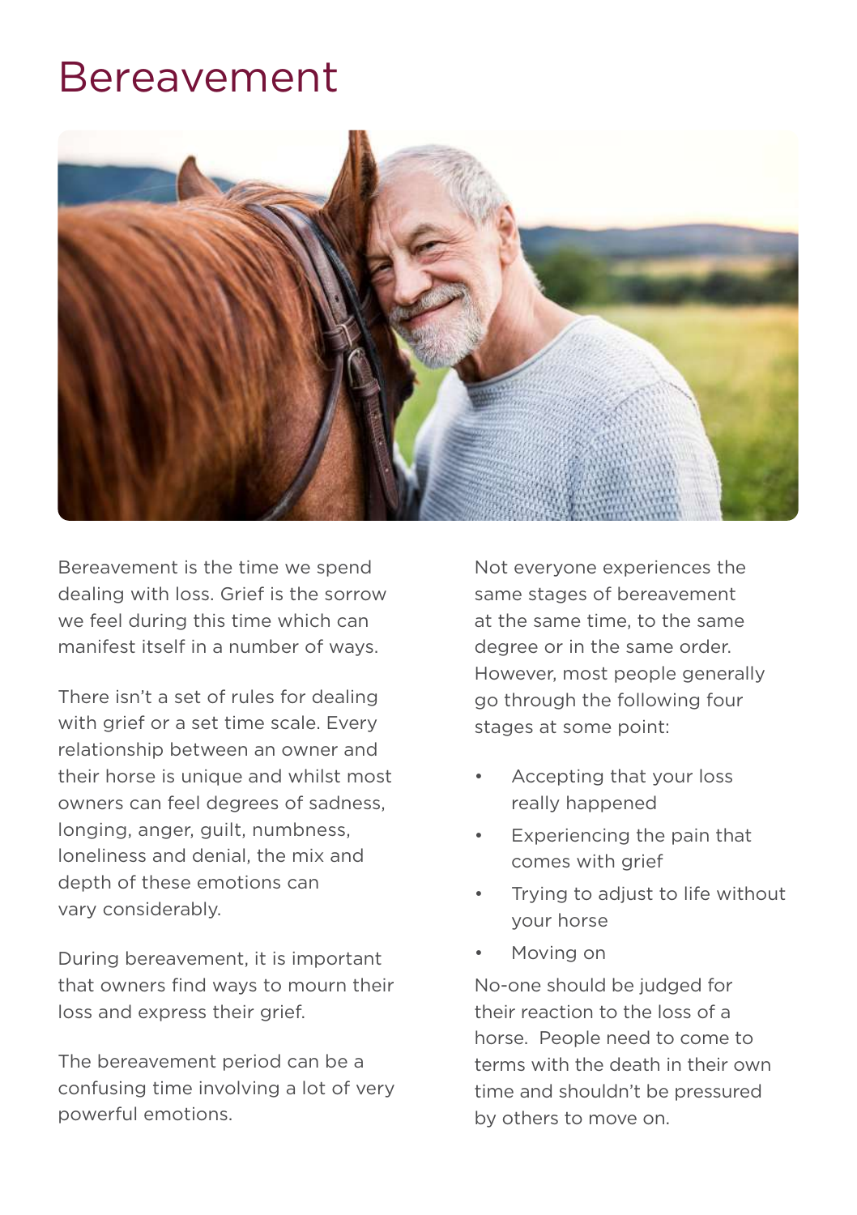# Bereavement

Bereavement is the time we spend dealing with loss. Grief is the sorrow we feel during this time which can manifest itself in a number of ways.

There isn't a set of rules for dealing with grief or a set time scale. Every relationship between an owner and their horse is unique and whilst most owners can feel degrees of sadness, longing, anger, guilt, numbness, loneliness and denial, the mix and depth of these emotions can vary considerably.

During bereavement, it is important that owners find ways to mourn their loss and express their grief.

The bereavement period can be a confusing time involving a lot of very powerful emotions.

Not everyone experiences the same stages of bereavement at the same time, to the same degree or in the same order. However, most people generally go through the following four stages at some point:

- Accepting that your loss really happened
- Experiencing the pain that comes with grief
- Trying to adjust to life without your horse
- Moving on

No-one should be judged for their reaction to the loss of a horse. People need to come to terms with the death in their own time and shouldn't be pressured by others to move on.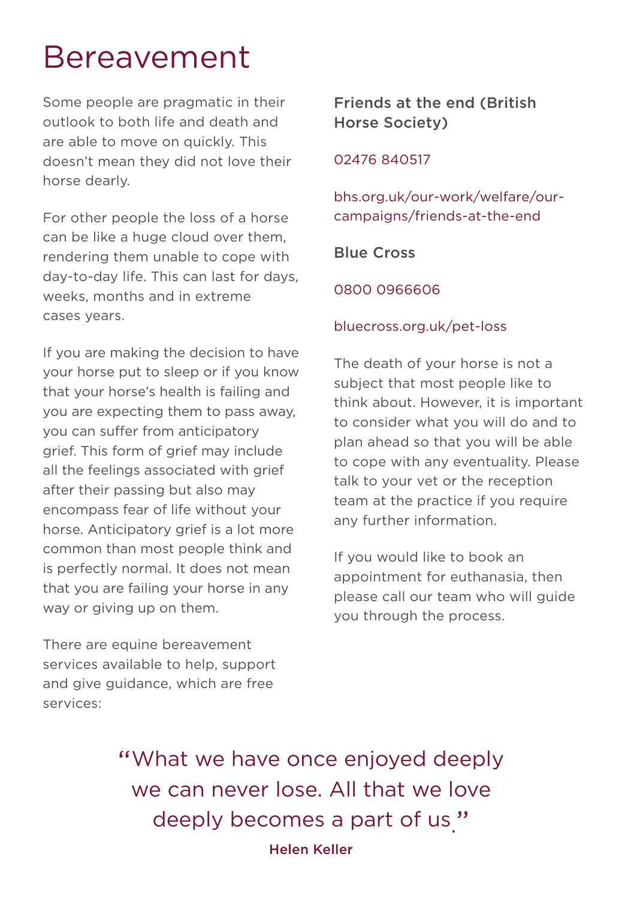# Bereavement

Some people are pragmatic in their outlook to both life and death and are able to move on quickly. This doesn't mean they did not love their horse dearly.

For other people the loss of a horse can be like a huge cloud over them, rendering them unable to cope with day-to-day life. This can last for days, weeks, months and in extreme cases years.

If you are making the decision to have your horse put to sleep or if you know that your horse's health is failing and you are expecting them to pass away, you can suffer from anticipatory grief. This form of grief may include all the feelings associated with grief after their passing but also may encompass fear of life without your horse. Anticipatory grief is a lot more common than most people think and is perfectly normal. It does not mean that you are failing your horse in any way or giving up on them.

There are equine bereavement services available to help, support and give guidance, which are free services:

**Friends at the end (British Horse Society)**

02476 840517

bhs.org.uk/our-work/welfare/our-campaigns/friends-at-the-end

**Blue Cross**

0800 0966606

bluecross.org.uk/pet-loss

The death of your horse is not a subject that most people like to think about. However, it is important to consider what you will do and to plan ahead so that you will be able to cope with any eventuality. Please talk to your vet or the reception team at the practice if you require any further information.

If you would like to book an appointment for euthanasia, then please call our team who will guide you through the process.

> "What we have once enjoyed deeply we can never lose. All that we love deeply becomes a part of us."
>
> **Helen Keller**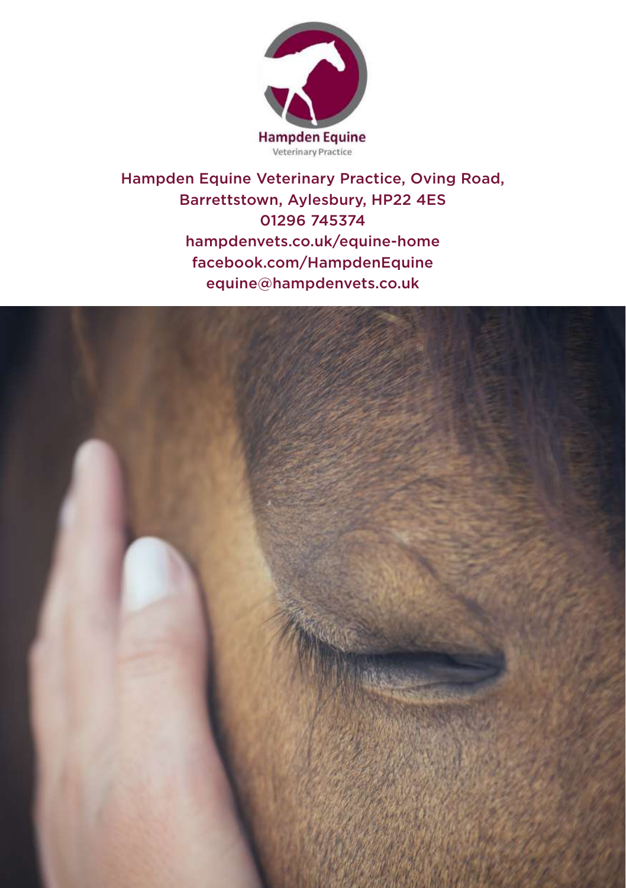Hampden Equine

Veterinary Practice

Hampden Equine Veterinary Practice, Oving Road,
Barrettstown, Aylesbury, HP22 4ES
01296 745374
hampdenvets.co.uk/equine-home
facebook.com/HampdenEquine
equine@hampdenvets.co.uk